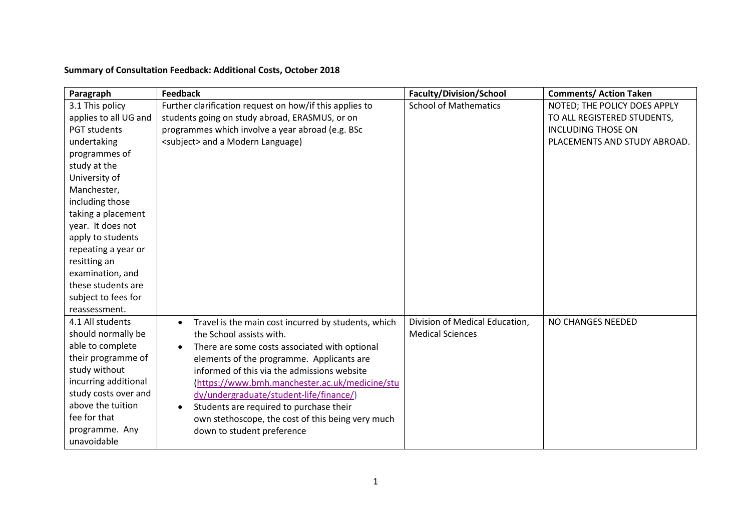**Summary of Consultation Feedback: Additional Costs, October 2018**

| Paragraph | Feedback | Faculty/Division/School | Comments/ Action Taken |
|---|---|---|---|
| 3.1 This policy applies to all UG and PGT students undertaking programmes of study at the University of Manchester, including those taking a placement year. It does not apply to students repeating a year or resitting an examination, and these students are subject to fees for reassessment. | Further clarification request on how/if this applies to students going on study abroad, ERASMUS, or on programmes which involve a year abroad (e.g. BSc <subject> and a Modern Language) | School of Mathematics | NOTED; THE POLICY DOES APPLY TO ALL REGISTERED STUDENTS, INCLUDING THOSE ON PLACEMENTS AND STUDY ABROAD. |
| 4.1 All students should normally be able to complete their programme of study without incurring additional study costs over and above the tuition fee for that programme. Any unavoidable | • Travel is the main cost incurred by students, which the School assists with.<br>• There are some costs associated with optional elements of the programme. Applicants are informed of this via the admissions website (https://www.bmh.manchester.ac.uk/medicine/study/undergraduate/student-life/finance/)<br>• Students are required to purchase their own stethoscope, the cost of this being very much down to student preference | Division of Medical Education, Medical Sciences | NO CHANGES NEEDED |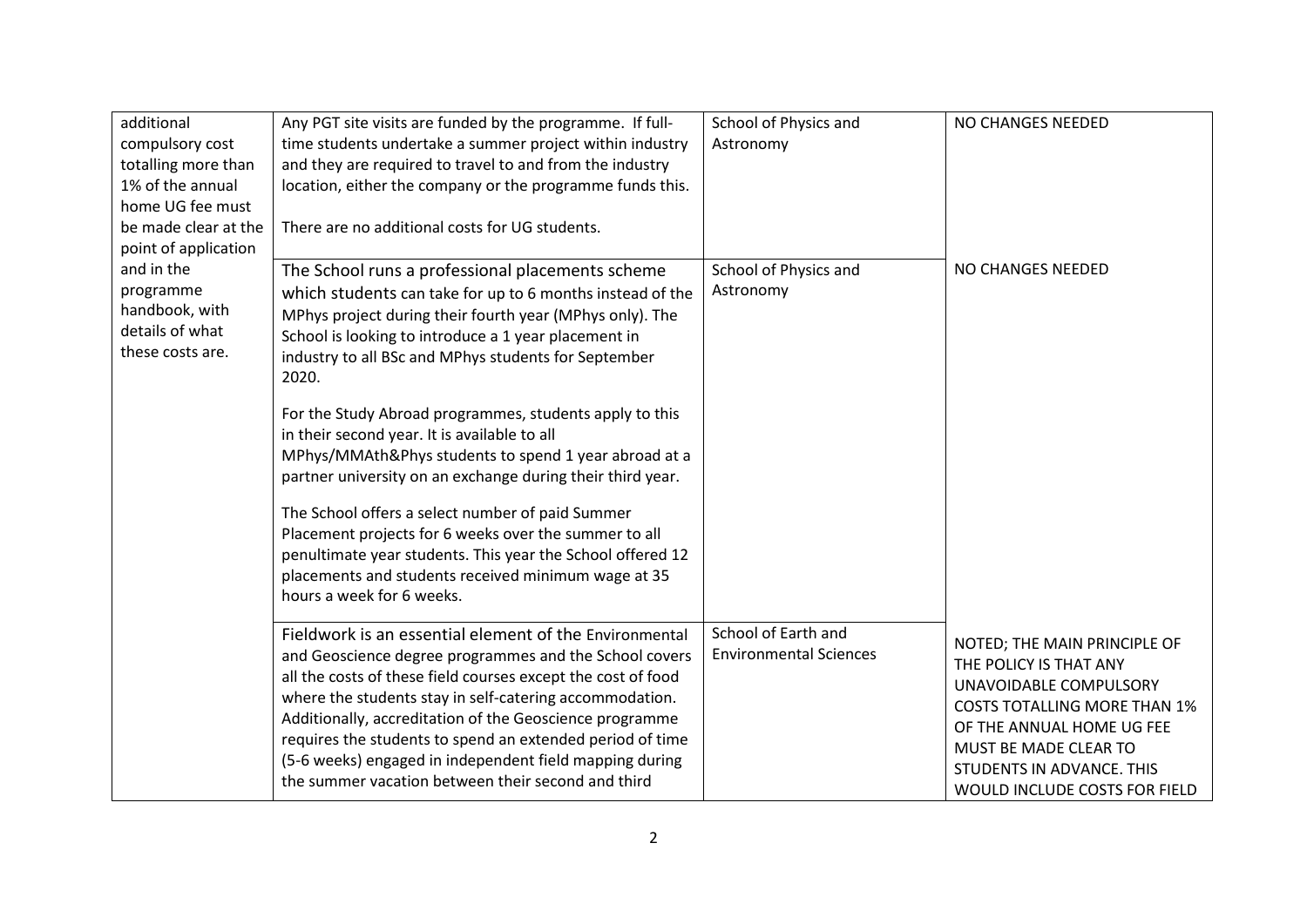| | | | |
|---|---|---|---|
| additional compulsory cost totalling more than 1% of the annual home UG fee must be made clear at the point of application and in the programme handbook, with details of what these costs are. | Any PGT site visits are funded by the programme. If full-time students undertake a summer project within industry and they are required to travel to and from the industry location, either the company or the programme funds this.<br><br>There are no additional costs for UG students. | School of Physics and Astronomy | NO CHANGES NEEDED |
| | The School runs a professional placements scheme which students can take for up to 6 months instead of the MPhys project during their fourth year (MPhys only). The School is looking to introduce a 1 year placement in industry to all BSc and MPhys students for September 2020.<br><br>For the Study Abroad programmes, students apply to this in their second year. It is available to all MPhys/MMAth&Phys students to spend 1 year abroad at a partner university on an exchange during their third year.<br><br>The School offers a select number of paid Summer Placement projects for 6 weeks over the summer to all penultimate year students. This year the School offered 12 placements and students received minimum wage at 35 hours a week for 6 weeks. | School of Physics and Astronomy | NO CHANGES NEEDED |
| | Fieldwork is an essential element of the Environmental and Geoscience degree programmes and the School covers all the costs of these field courses except the cost of food where the students stay in self-catering accommodation. Additionally, accreditation of the Geoscience programme requires the students to spend an extended period of time (5-6 weeks) engaged in independent field mapping during the summer vacation between their second and third | School of Earth and Environmental Sciences | NOTED; THE MAIN PRINCIPLE OF THE POLICY IS THAT ANY UNAVOIDABLE COMPULSORY COSTS TOTALLING MORE THAN 1% OF THE ANNUAL HOME UG FEE MUST BE MADE CLEAR TO STUDENTS IN ADVANCE. THIS WOULD INCLUDE COSTS FOR FIELD |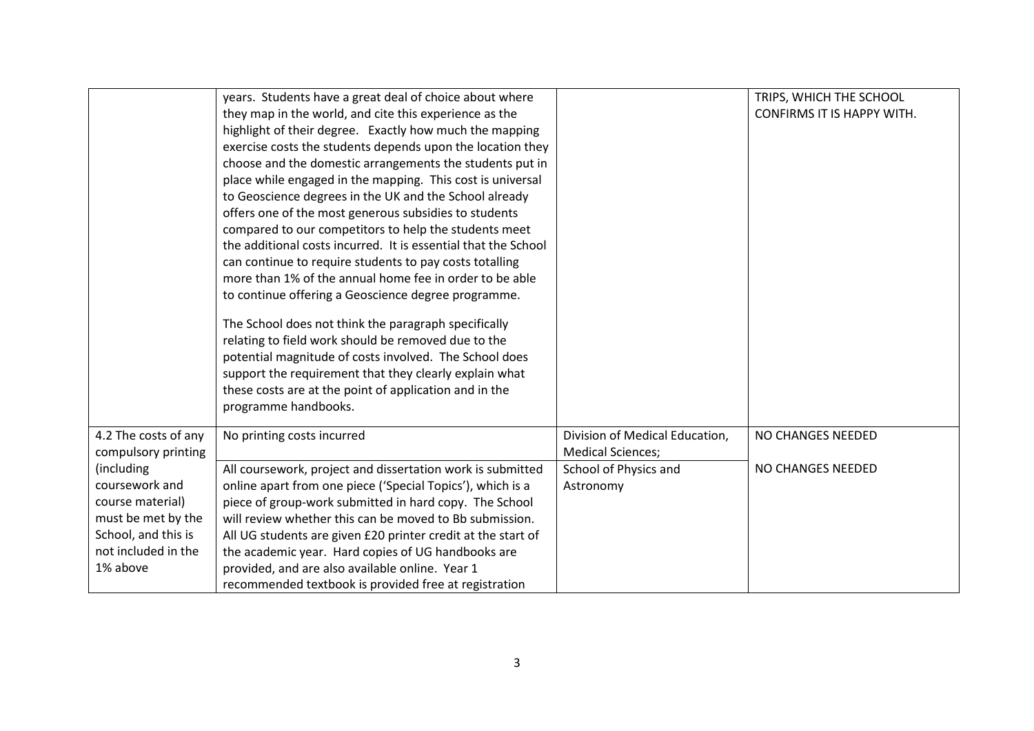| | | | |
|---|---|---|---|
| | years. Students have a great deal of choice about where they map in the world, and cite this experience as the highlight of their degree. Exactly how much the mapping exercise costs the students depends upon the location they choose and the domestic arrangements the students put in place while engaged in the mapping. This cost is universal to Geoscience degrees in the UK and the School already offers one of the most generous subsidies to students compared to our competitors to help the students meet the additional costs incurred. It is essential that the School can continue to require students to pay costs totalling more than 1% of the annual home fee in order to be able to continue offering a Geoscience degree programme.<br><br>The School does not think the paragraph specifically relating to field work should be removed due to the potential magnitude of costs involved. The School does support the requirement that they clearly explain what these costs are at the point of application and in the programme handbooks. | | TRIPS, WHICH THE SCHOOL CONFIRMS IT IS HAPPY WITH. |
| 4.2 The costs of any compulsory printing (including coursework and course material) must be met by the School, and this is not included in the 1% above | No printing costs incurred | Division of Medical Education, Medical Sciences; | NO CHANGES NEEDED |
| | All coursework, project and dissertation work is submitted online apart from one piece ('Special Topics'), which is a piece of group-work submitted in hard copy. The School will review whether this can be moved to Bb submission. All UG students are given £20 printer credit at the start of the academic year. Hard copies of UG handbooks are provided, and are also available online. Year 1 recommended textbook is provided free at registration | School of Physics and Astronomy | NO CHANGES NEEDED |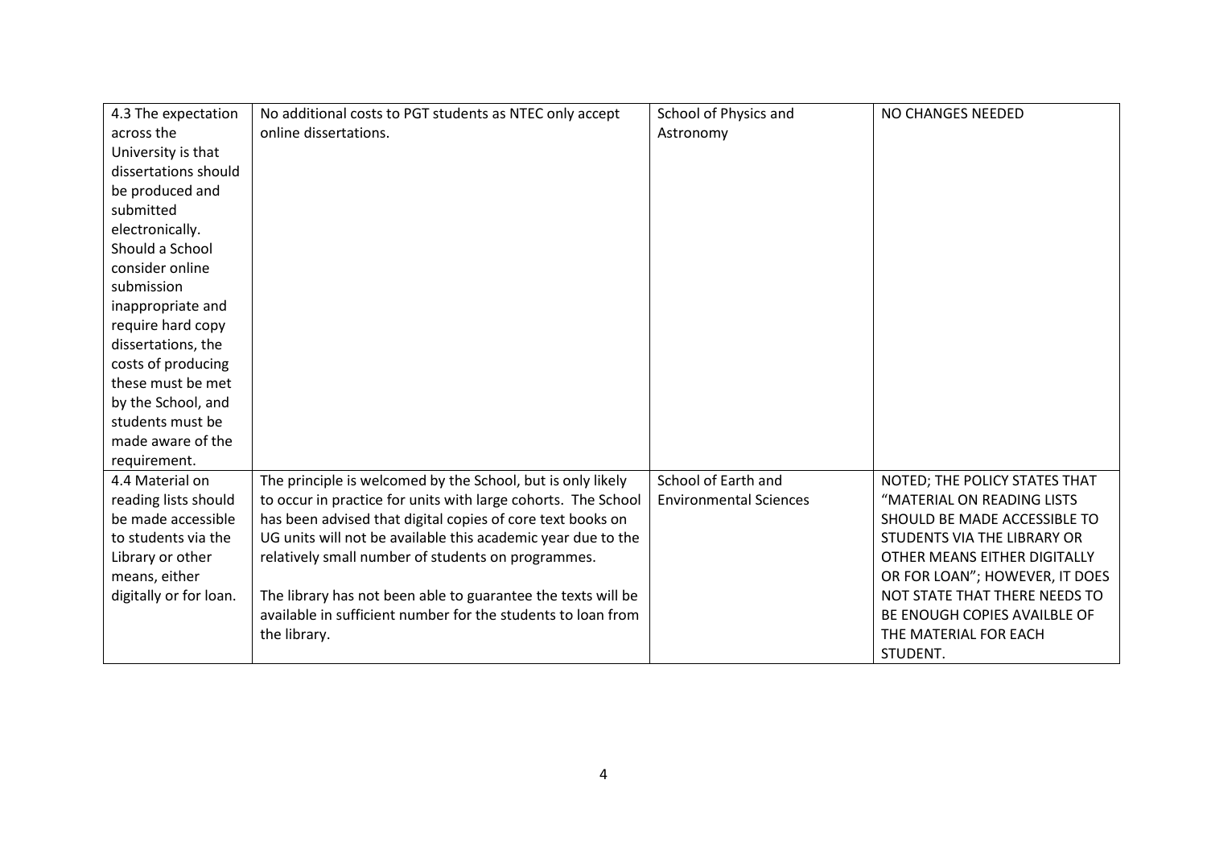| | | | |
|---|---|---|---|
| 4.3 The expectation across the University is that dissertations should be produced and submitted electronically. Should a School consider online submission inappropriate and require hard copy dissertations, the costs of producing these must be met by the School, and students must be made aware of the requirement. | No additional costs to PGT students as NTEC only accept online dissertations. | School of Physics and Astronomy | NO CHANGES NEEDED |
| 4.4 Material on reading lists should be made accessible to students via the Library or other means, either digitally or for loan. | The principle is welcomed by the School, but is only likely to occur in practice for units with large cohorts. The School has been advised that digital copies of core text books on UG units will not be available this academic year due to the relatively small number of students on programmes.<br><br>The library has not been able to guarantee the texts will be available in sufficient number for the students to loan from the library. | School of Earth and Environmental Sciences | NOTED; THE POLICY STATES THAT "MATERIAL ON READING LISTS SHOULD BE MADE ACCESSIBLE TO STUDENTS VIA THE LIBRARY OR OTHER MEANS EITHER DIGITALLY OR FOR LOAN"; HOWEVER, IT DOES NOT STATE THAT THERE NEEDS TO BE ENOUGH COPIES AVAILBLE OF THE MATERIAL FOR EACH STUDENT. |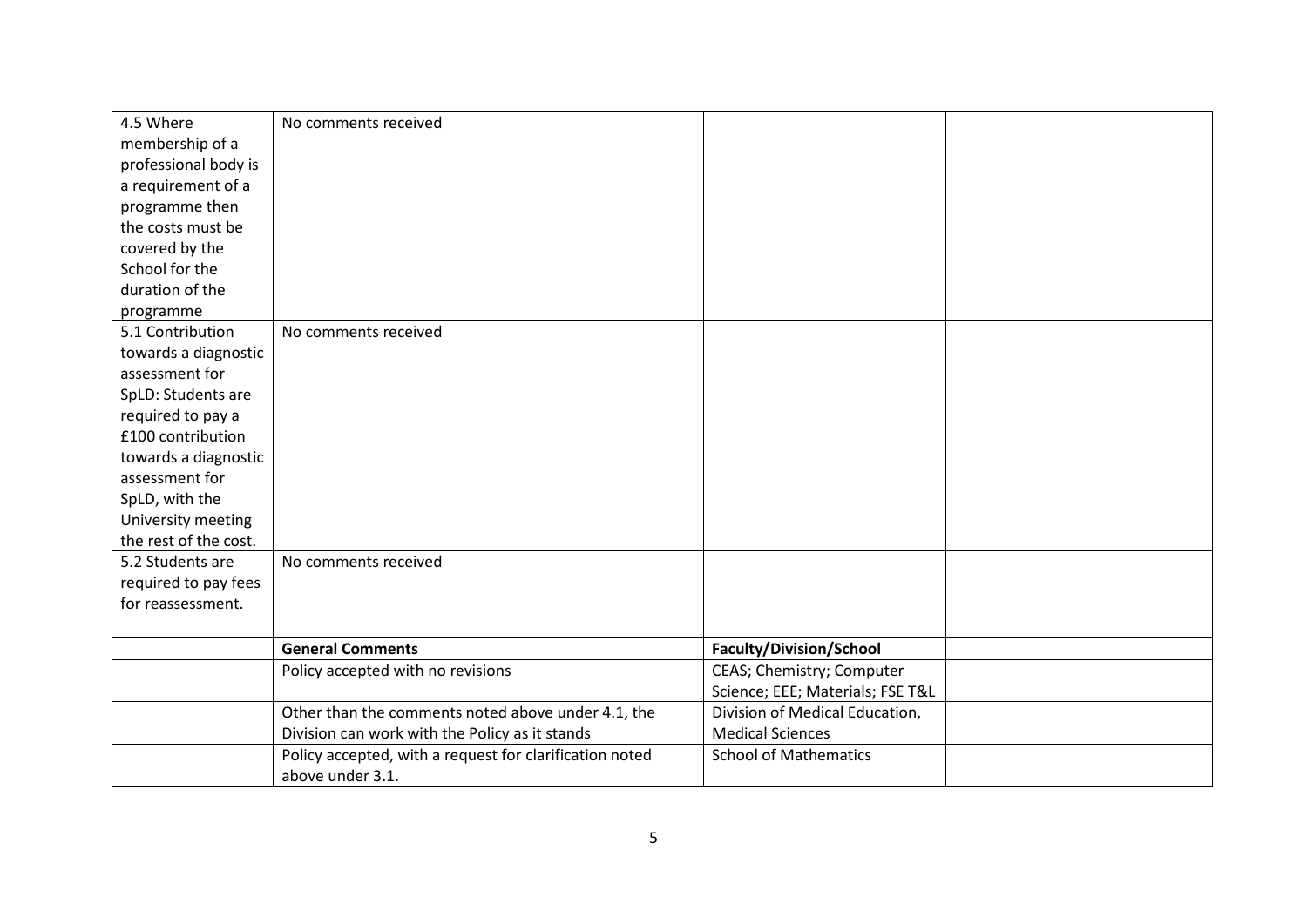| | | | |
|---|---|---|---|
| 4.5 Where membership of a professional body is a requirement of a programme then the costs must be covered by the School for the duration of the programme | No comments received | | |
| 5.1 Contribution towards a diagnostic assessment for SpLD: Students are required to pay a £100 contribution towards a diagnostic assessment for SpLD, with the University meeting the rest of the cost. | No comments received | | |
| 5.2 Students are required to pay fees for reassessment. | No comments received | | |
| | **General Comments** | **Faculty/Division/School** | |
| | Policy accepted with no revisions | CEAS; Chemistry; Computer Science; EEE; Materials; FSE T&L | |
| | Other than the comments noted above under 4.1, the Division can work with the Policy as it stands | Division of Medical Education, Medical Sciences | |
| | Policy accepted, with a request for clarification noted above under 3.1. | School of Mathematics | |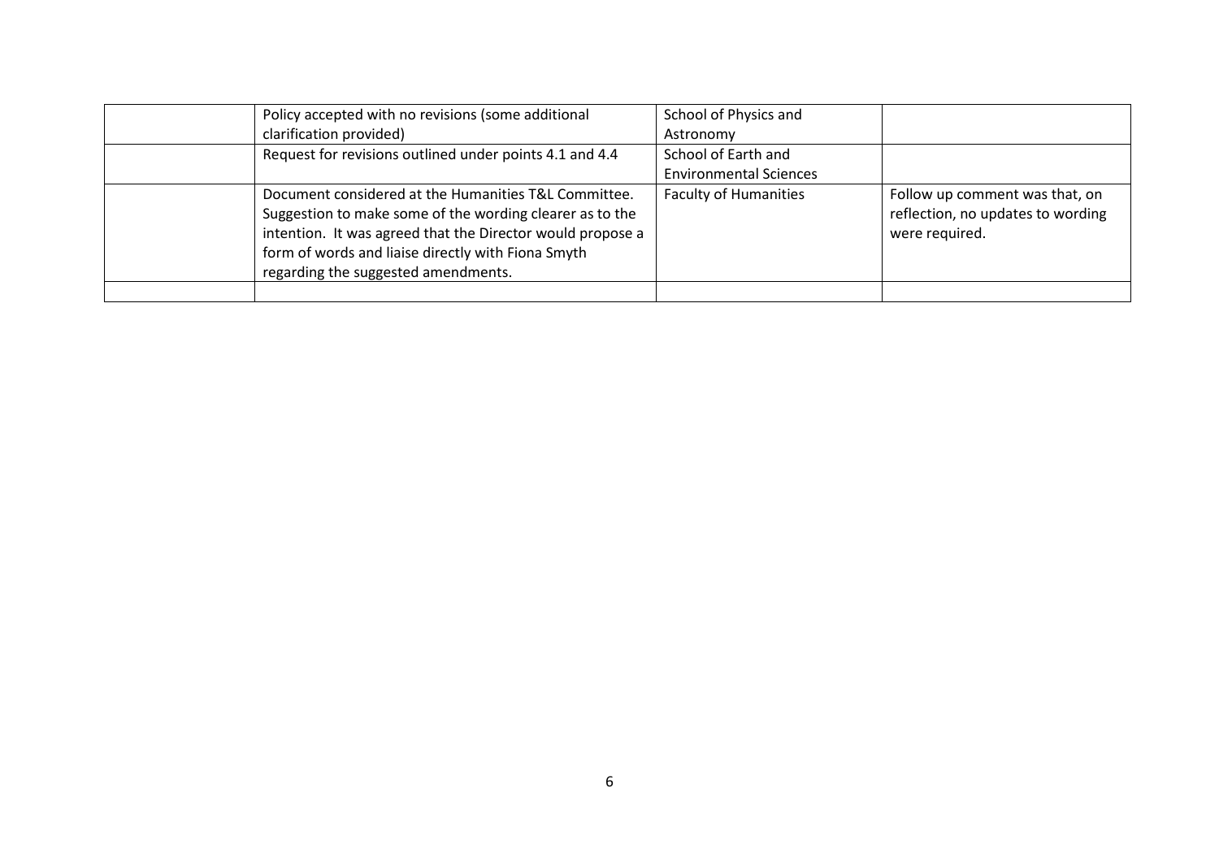| | | | |
|---|---|---|---|
| | Policy accepted with no revisions (some additional clarification provided) | School of Physics and Astronomy | |
| | Request for revisions outlined under points 4.1 and 4.4 | School of Earth and Environmental Sciences | |
| | Document considered at the Humanities T&L Committee. Suggestion to make some of the wording clearer as to the intention. It was agreed that the Director would propose a form of words and liaise directly with Fiona Smyth regarding the suggested amendments. | Faculty of Humanities | Follow up comment was that, on reflection, no updates to wording were required. |
| | | | |